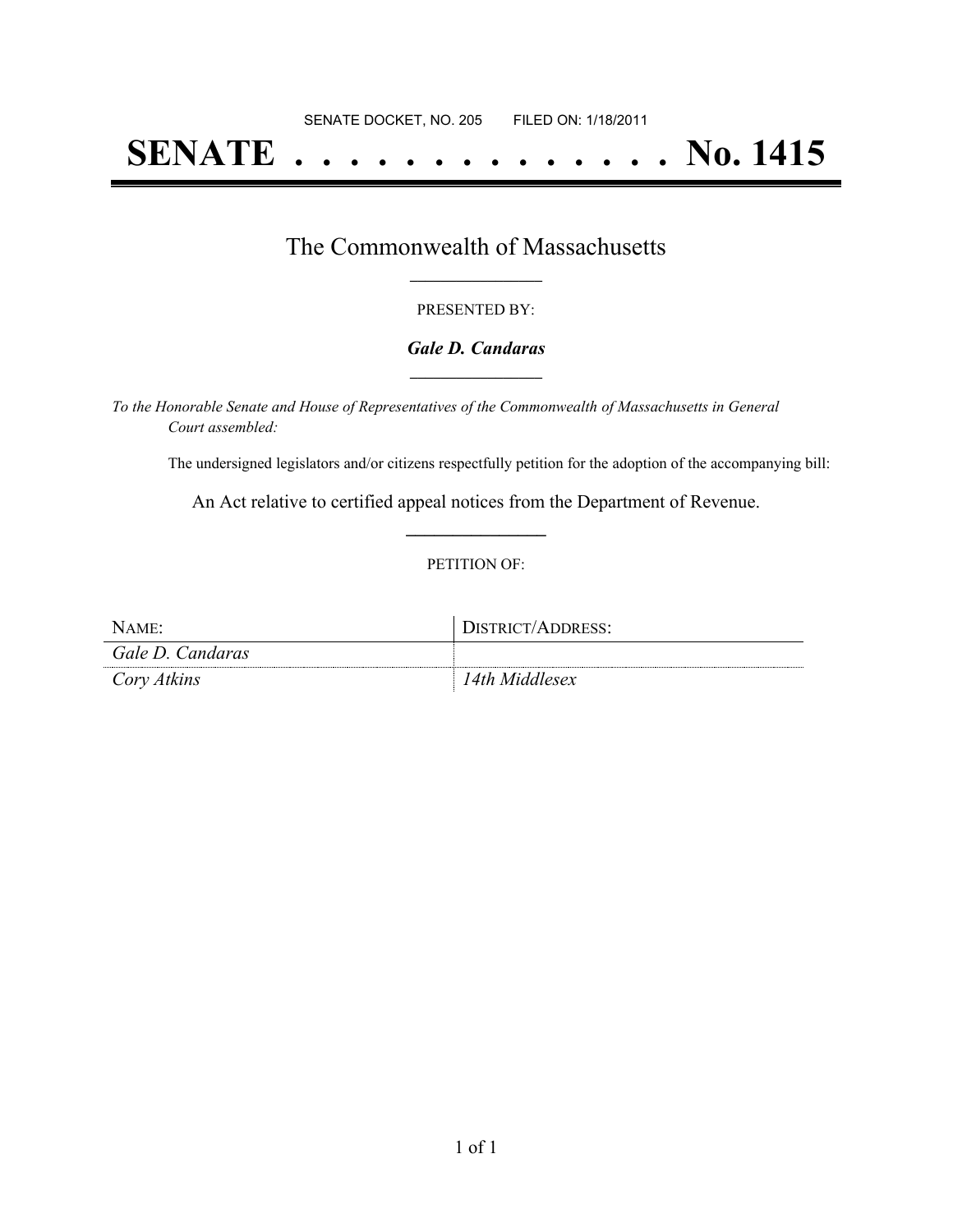SENATE DOCKET, NO. 205        FILED ON: 1/18/2011

# SENATE . . . . . . . . . . . . . . . No. 1415

## The Commonwealth of Massachusetts

PRESENTED BY:

***Gale D. Candaras***

*To the Honorable Senate and House of Representatives of the Commonwealth of Massachusetts in General Court assembled:*

The undersigned legislators and/or citizens respectfully petition for the adoption of the accompanying bill:

An Act relative to certified appeal notices from the Department of Revenue.

PETITION OF:

| NAME: | DISTRICT/ADDRESS: |
| --- | --- |
| *Gale D. Candaras* | |
| *Cory Atkins* | *14th Middlesex* |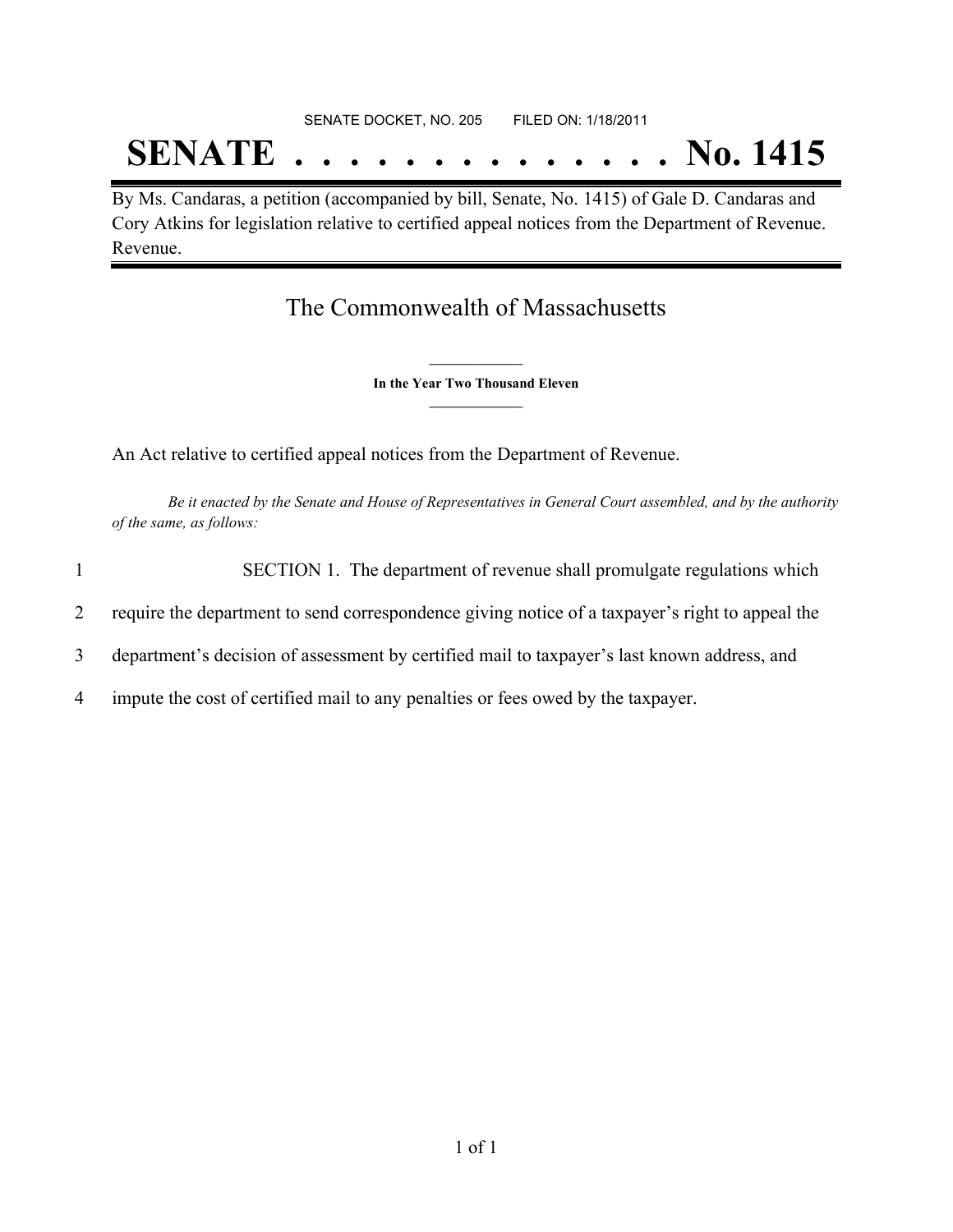SENATE DOCKET, NO. 205 FILED ON: 1/18/2011

# SENATE . . . . . . . . . . . . . . No. 1415

By Ms. Candaras, a petition (accompanied by bill, Senate, No. 1415) of Gale D. Candaras and Cory Atkins for legislation relative to certified appeal notices from the Department of Revenue. Revenue.

## The Commonwealth of Massachusetts

**In the Year Two Thousand Eleven**

An Act relative to certified appeal notices from the Department of Revenue.

*Be it enacted by the Senate and House of Representatives in General Court assembled, and by the authority of the same, as follows:*

1 SECTION 1. The department of revenue shall promulgate regulations which
2 require the department to send correspondence giving notice of a taxpayer's right to appeal the
3 department's decision of assessment by certified mail to taxpayer's last known address, and
4 impute the cost of certified mail to any penalties or fees owed by the taxpayer.